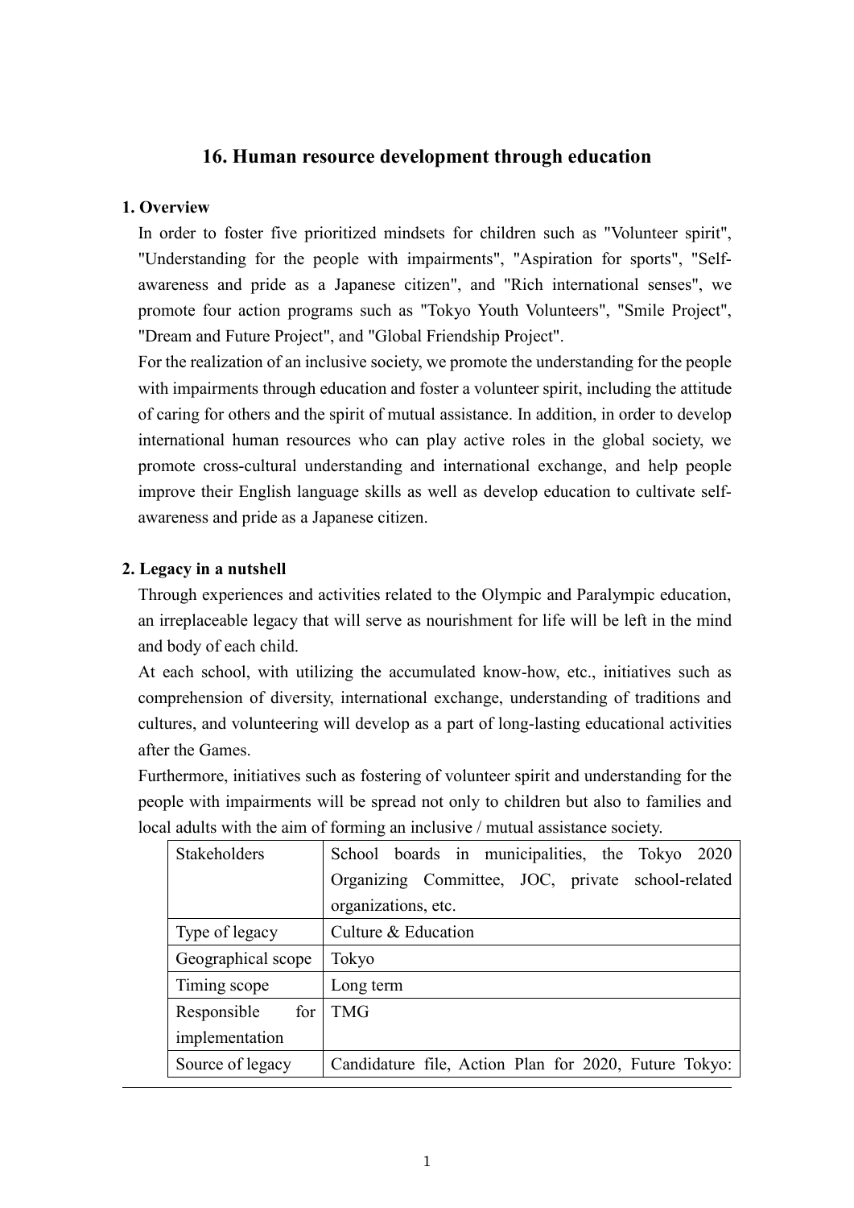## 16. Human resource development through education

### 1. Overview

In order to foster five prioritized mindsets for children such as "Volunteer spirit", "Understanding for the people with impairments", "Aspiration for sports", "Self-awareness and pride as a Japanese citizen", and "Rich international senses", we promote four action programs such as "Tokyo Youth Volunteers", "Smile Project", "Dream and Future Project", and "Global Friendship Project".

For the realization of an inclusive society, we promote the understanding for the people with impairments through education and foster a volunteer spirit, including the attitude of caring for others and the spirit of mutual assistance. In addition, in order to develop international human resources who can play active roles in the global society, we promote cross-cultural understanding and international exchange, and help people improve their English language skills as well as develop education to cultivate self-awareness and pride as a Japanese citizen.

### 2. Legacy in a nutshell

Through experiences and activities related to the Olympic and Paralympic education, an irreplaceable legacy that will serve as nourishment for life will be left in the mind and body of each child.

At each school, with utilizing the accumulated know-how, etc., initiatives such as comprehension of diversity, international exchange, understanding of traditions and cultures, and volunteering will develop as a part of long-lasting educational activities after the Games.

Furthermore, initiatives such as fostering of volunteer spirit and understanding for the people with impairments will be spread not only to children but also to families and local adults with the aim of forming an inclusive / mutual assistance society.

| Stakeholders | School boards in municipalities, the Tokyo 2020 Organizing Committee, JOC, private school-related organizations, etc. |
|---|---|
| Type of legacy | Culture & Education |
| Geographical scope | Tokyo |
| Timing scope | Long term |
| Responsible for implementation | TMG |
| Source of legacy | Candidature file, Action Plan for 2020, Future Tokyo: |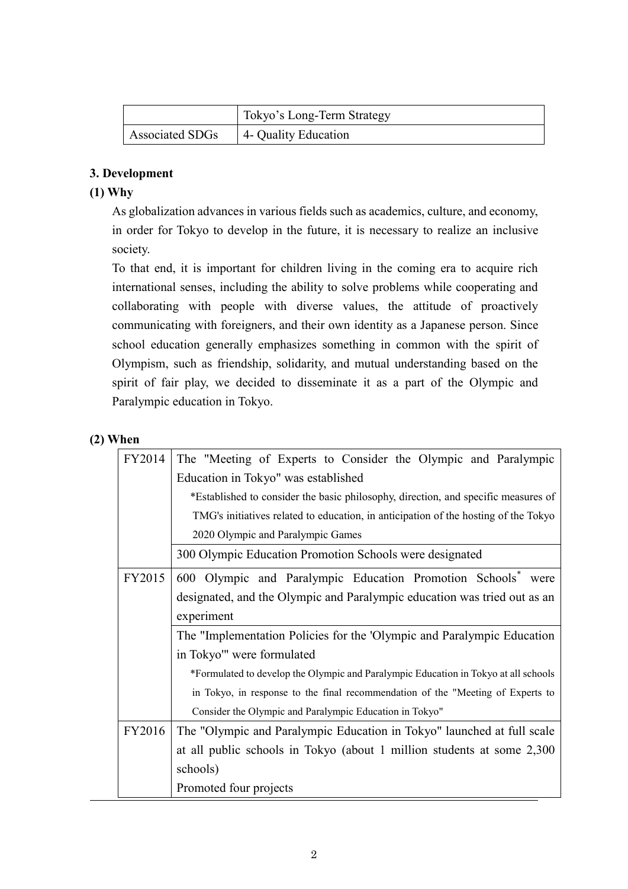| | Tokyo’s Long-Term Strategy |
|---|---|
| Associated SDGs | 4- Quality Education |

### 3. Development

#### (1) Why

As globalization advances in various fields such as academics, culture, and economy, in order for Tokyo to develop in the future, it is necessary to realize an inclusive society.

To that end, it is important for children living in the coming era to acquire rich international senses, including the ability to solve problems while cooperating and collaborating with people with diverse values, the attitude of proactively communicating with foreigners, and their own identity as a Japanese person. Since school education generally emphasizes something in common with the spirit of Olympism, such as friendship, solidarity, and mutual understanding based on the spirit of fair play, we decided to disseminate it as a part of the Olympic and Paralympic education in Tokyo.

#### (2) When

| | |
|---|---|
| FY2014 | The "Meeting of Experts to Consider the Olympic and Paralympic Education in Tokyo" was established<br>*Established to consider the basic philosophy, direction, and specific measures of TMG's initiatives related to education, in anticipation of the hosting of the Tokyo 2020 Olympic and Paralympic Games |
| | 300 Olympic Education Promotion Schools were designated |
| FY2015 | 600 Olympic and Paralympic Education Promotion Schools* were designated, and the Olympic and Paralympic education was tried out as an experiment |
| | The "Implementation Policies for the 'Olympic and Paralympic Education in Tokyo'" were formulated<br>*Formulated to develop the Olympic and Paralympic Education in Tokyo at all schools in Tokyo, in response to the final recommendation of the "Meeting of Experts to Consider the Olympic and Paralympic Education in Tokyo" |
| FY2016 | The "Olympic and Paralympic Education in Tokyo" launched at full scale at all public schools in Tokyo (about 1 million students at some 2,300 schools)<br>Promoted four projects |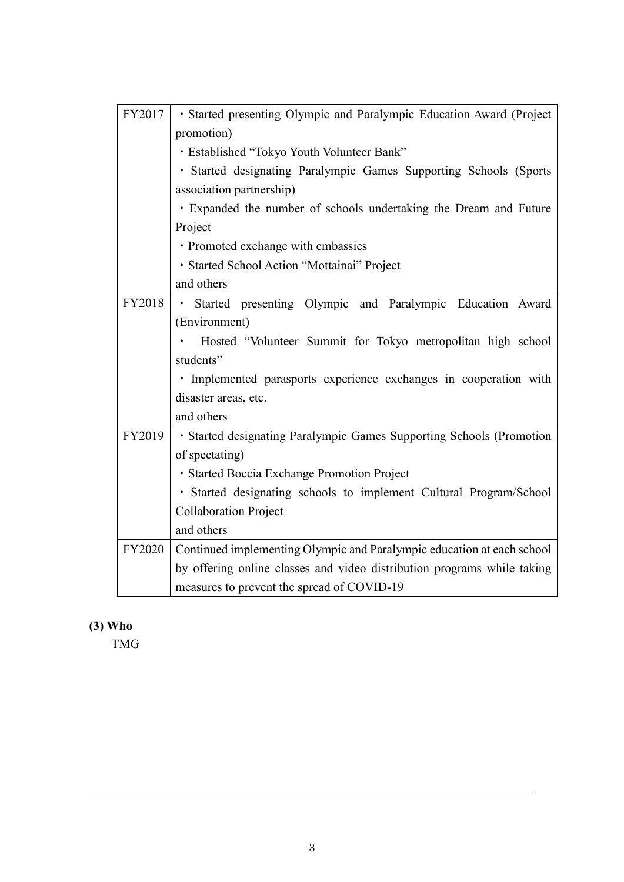| | |
|---|---|
| FY2017 | ・Started presenting Olympic and Paralympic Education Award (Project promotion)<br>・Established "Tokyo Youth Volunteer Bank"<br>・Started designating Paralympic Games Supporting Schools (Sports association partnership)<br>・Expanded the number of schools undertaking the Dream and Future Project<br>・Promoted exchange with embassies<br>・Started School Action "Mottainai" Project<br>and others |
| FY2018 | ・Started presenting Olympic and Paralympic Education Award (Environment)<br>・Hosted "Volunteer Summit for Tokyo metropolitan high school students"<br>・Implemented parasports experience exchanges in cooperation with disaster areas, etc.<br>and others |
| FY2019 | ・Started designating Paralympic Games Supporting Schools (Promotion of spectating)<br>・Started Boccia Exchange Promotion Project<br>・Started designating schools to implement Cultural Program/School Collaboration Project<br>and others |
| FY2020 | Continued implementing Olympic and Paralympic education at each school by offering online classes and video distribution programs while taking measures to prevent the spread of COVID-19 |

**(3) Who**

TMG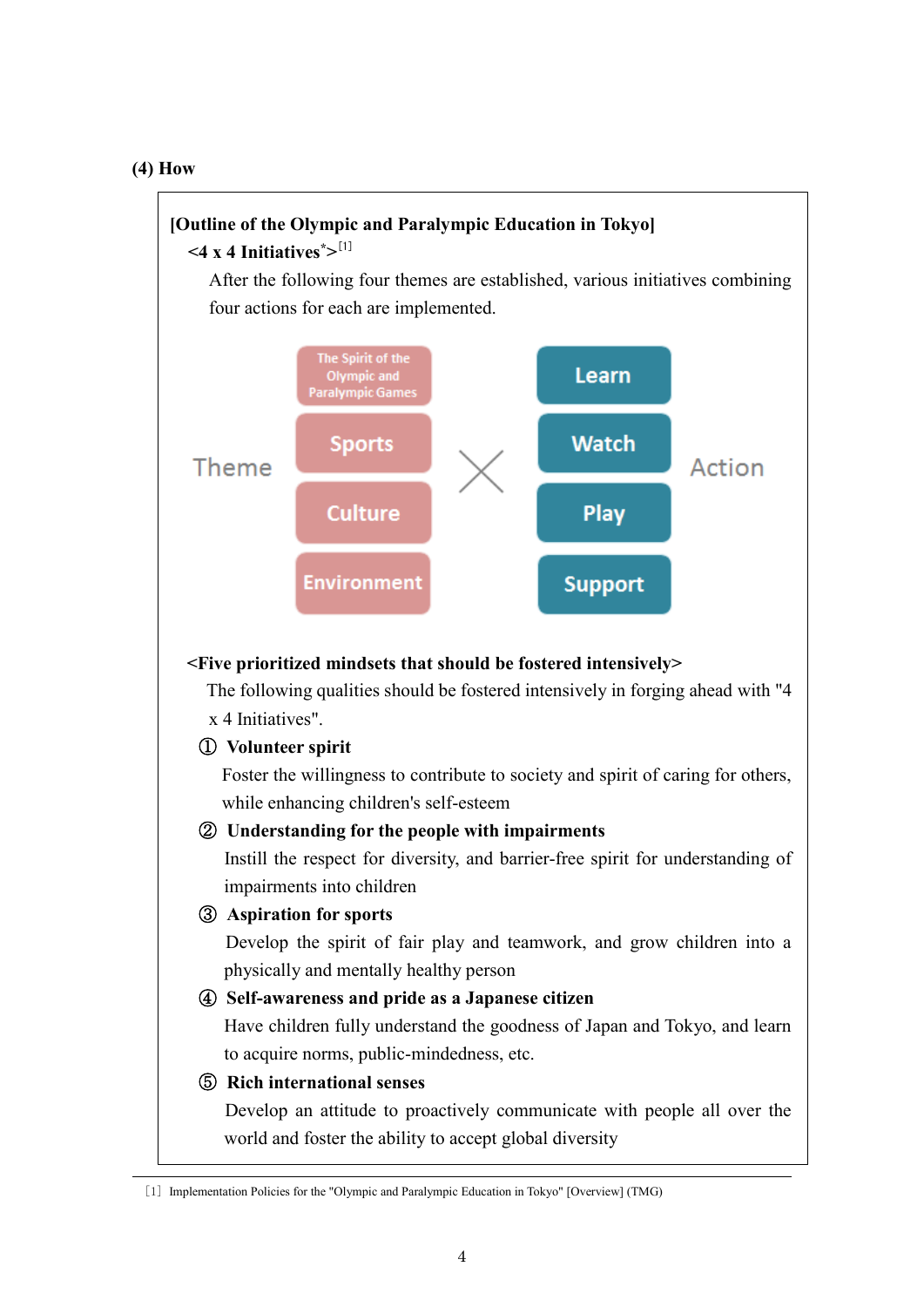## (4) How

**[Outline of the Olympic and Paralympic Education in Tokyo]**

**<4 x 4 Initiatives*>**[1]

After the following four themes are established, various initiatives combining four actions for each are implemented.

| Theme | | Action |
|---|---|---|
| The Spirit of the Olympic and Paralympic Games | × | Learn |
| Sports | | Watch |
| Culture | | Play |
| Environment | | Support |

**<Five prioritized mindsets that should be fostered intensively>**

The following qualities should be fostered intensively in forging ahead with "4 x 4 Initiatives".

① **Volunteer spirit**

Foster the willingness to contribute to society and spirit of caring for others, while enhancing children's self-esteem

② **Understanding for the people with impairments**

Instill the respect for diversity, and barrier-free spirit for understanding of impairments into children

③ **Aspiration for sports**

Develop the spirit of fair play and teamwork, and grow children into a physically and mentally healthy person

④ **Self-awareness and pride as a Japanese citizen**

Have children fully understand the goodness of Japan and Tokyo, and learn to acquire norms, public-mindedness, etc.

⑤ **Rich international senses**

Develop an attitude to proactively communicate with people all over the world and foster the ability to accept global diversity

---

[1] Implementation Policies for the "Olympic and Paralympic Education in Tokyo" [Overview] (TMG)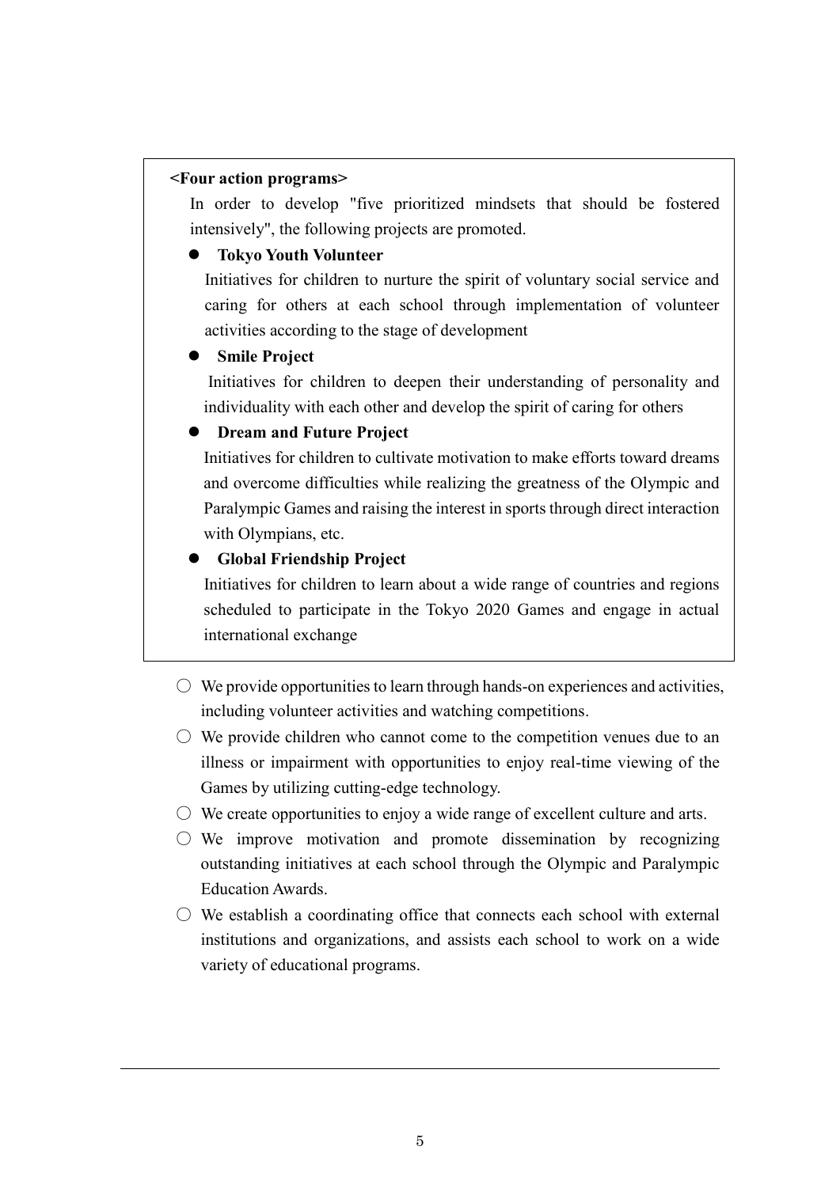**<Four action programs>**

In order to develop "five prioritized mindsets that should be fostered intensively", the following projects are promoted.

- **Tokyo Youth Volunteer**

  Initiatives for children to nurture the spirit of voluntary social service and caring for others at each school through implementation of volunteer activities according to the stage of development

- **Smile Project**

  Initiatives for children to deepen their understanding of personality and individuality with each other and develop the spirit of caring for others

- **Dream and Future Project**

  Initiatives for children to cultivate motivation to make efforts toward dreams and overcome difficulties while realizing the greatness of the Olympic and Paralympic Games and raising the interest in sports through direct interaction with Olympians, etc.

- **Global Friendship Project**

  Initiatives for children to learn about a wide range of countries and regions scheduled to participate in the Tokyo 2020 Games and engage in actual international exchange

○ We provide opportunities to learn through hands-on experiences and activities, including volunteer activities and watching competitions.

○ We provide children who cannot come to the competition venues due to an illness or impairment with opportunities to enjoy real-time viewing of the Games by utilizing cutting-edge technology.

○ We create opportunities to enjoy a wide range of excellent culture and arts.

○ We improve motivation and promote dissemination by recognizing outstanding initiatives at each school through the Olympic and Paralympic Education Awards.

○ We establish a coordinating office that connects each school with external institutions and organizations, and assists each school to work on a wide variety of educational programs.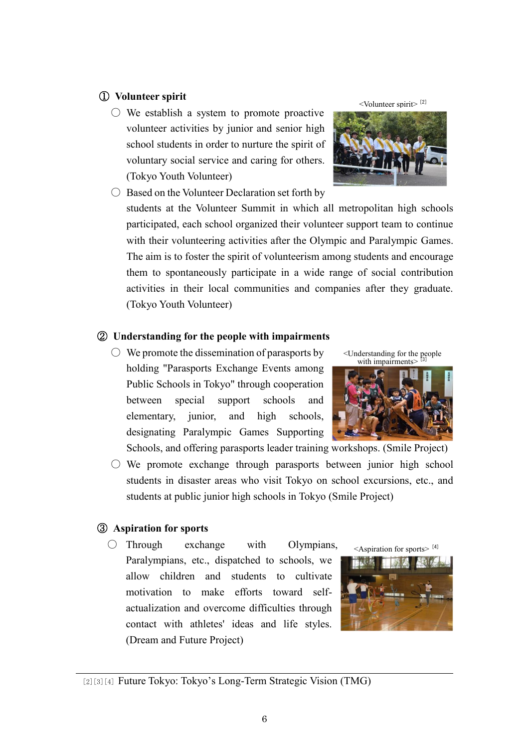### ① Volunteer spirit

<Volunteer spirit> [2]

- ○ We establish a system to promote proactive volunteer activities by junior and senior high school students in order to nurture the spirit of voluntary social service and caring for others. (Tokyo Youth Volunteer)
- ○ Based on the Volunteer Declaration set forth by students at the Volunteer Summit in which all metropolitan high schools participated, each school organized their volunteer support team to continue with their volunteering activities after the Olympic and Paralympic Games. The aim is to foster the spirit of volunteerism among students and encourage them to spontaneously participate in a wide range of social contribution activities in their local communities and companies after they graduate. (Tokyo Youth Volunteer)

### ② Understanding for the people with impairments

<Understanding for the people with impairments> [3]

- ○ We promote the dissemination of parasports by holding "Parasports Exchange Events among Public Schools in Tokyo" through cooperation between special support schools and elementary, junior, and high schools, designating Paralympic Games Supporting Schools, and offering parasports leader training workshops. (Smile Project)
- ○ We promote exchange through parasports between junior high school students in disaster areas who visit Tokyo on school excursions, etc., and students at public junior high schools in Tokyo (Smile Project)

### ③ Aspiration for sports

<Aspiration for sports> [4]

- ○ Through exchange with Olympians, Paralympians, etc., dispatched to schools, we allow children and students to cultivate motivation to make efforts toward self-actualization and overcome difficulties through contact with athletes' ideas and life styles. (Dream and Future Project)

---

[2][3][4] Future Tokyo: Tokyo's Long-Term Strategic Vision (TMG)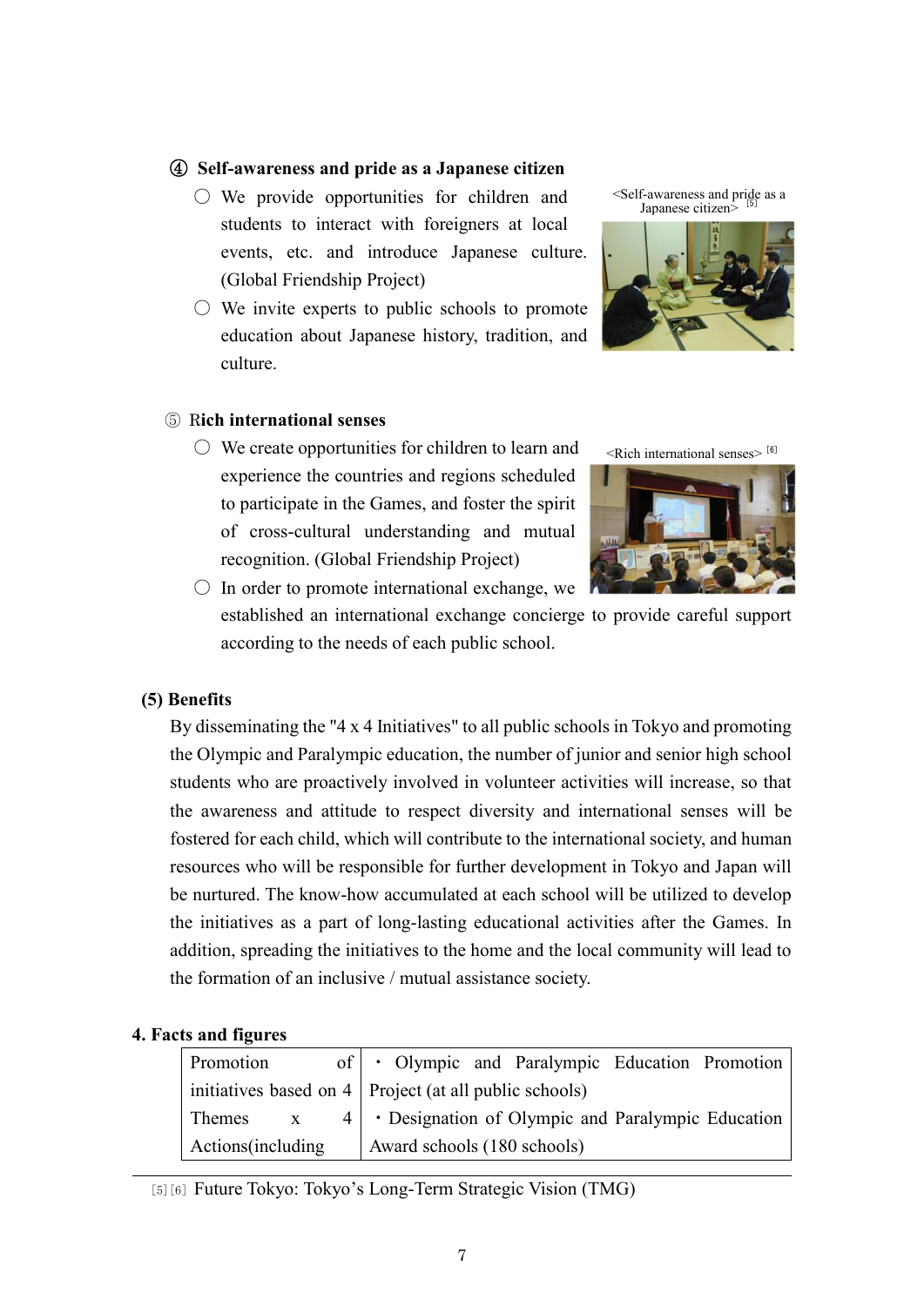④ **Self-awareness and pride as a Japanese citizen**

- ○ We provide opportunities for children and students to interact with foreigners at local events, etc. and introduce Japanese culture. (Global Friendship Project)
- ○ We invite experts to public schools to promote education about Japanese history, tradition, and culture.

<Self-awareness and pride as a Japanese citizen> [5]

⑤ **Rich international senses**

- ○ We create opportunities for children to learn and experience the countries and regions scheduled to participate in the Games, and foster the spirit of cross-cultural understanding and mutual recognition. (Global Friendship Project)
- ○ In order to promote international exchange, we established an international exchange concierge to provide careful support according to the needs of each public school.

<Rich international senses> [6]

**(5) Benefits**

By disseminating the "4 x 4 Initiatives" to all public schools in Tokyo and promoting the Olympic and Paralympic education, the number of junior and senior high school students who are proactively involved in volunteer activities will increase, so that the awareness and attitude to respect diversity and international senses will be fostered for each child, which will contribute to the international society, and human resources who will be responsible for further development in Tokyo and Japan will be nurtured. The know-how accumulated at each school will be utilized to develop the initiatives as a part of long-lasting educational activities after the Games. In addition, spreading the initiatives to the home and the local community will lead to the formation of an inclusive / mutual assistance society.

## 4. Facts and figures

| Promotion of initiatives based on 4 Themes x 4 Actions(including | ・Olympic and Paralympic Education Promotion Project (at all public schools)<br>・Designation of Olympic and Paralympic Education Award schools (180 schools) |
|---|---|

[5] [6] Future Tokyo: Tokyo's Long-Term Strategic Vision (TMG)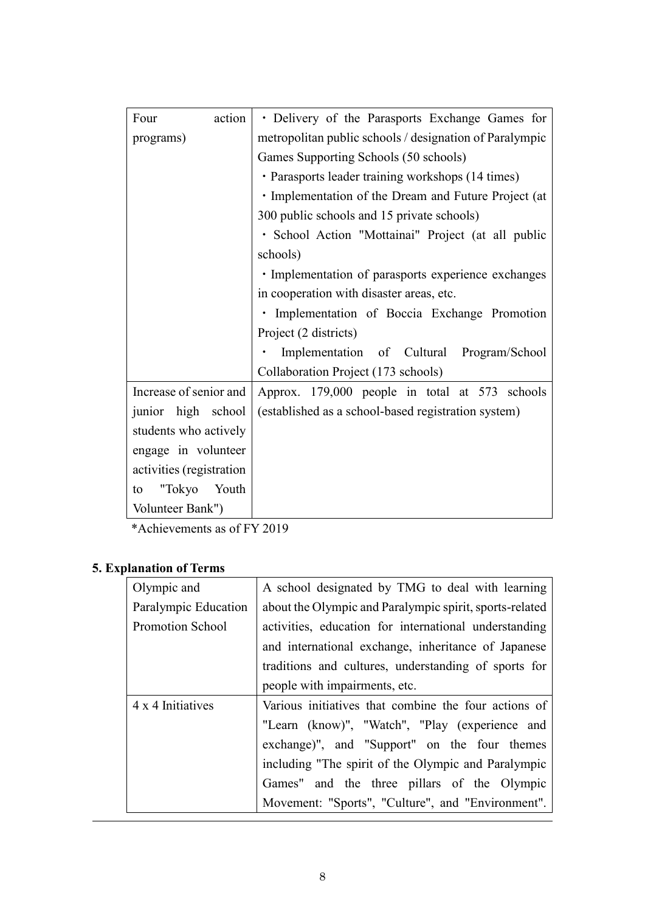| | |
|---|---|
| Four action programs) | ・Delivery of the Parasports Exchange Games for metropolitan public schools / designation of Paralympic Games Supporting Schools (50 schools)<br>・Parasports leader training workshops (14 times)<br>・Implementation of the Dream and Future Project (at 300 public schools and 15 private schools)<br>・School Action "Mottainai" Project (at all public schools)<br>・Implementation of parasports experience exchanges in cooperation with disaster areas, etc.<br>・Implementation of Boccia Exchange Promotion Project (2 districts)<br>・ Implementation of Cultural Program/School Collaboration Project (173 schools) |
| Increase of senior and junior high school students who actively engage in volunteer activities (registration to "Tokyo Youth Volunteer Bank") | Approx. 179,000 people in total at 573 schools (established as a school-based registration system) |

*Achievements as of FY 2019

## 5. Explanation of Terms

| | |
|---|---|
| Olympic and Paralympic Education Promotion School | A school designated by TMG to deal with learning about the Olympic and Paralympic spirit, sports-related activities, education for international understanding and international exchange, inheritance of Japanese traditions and cultures, understanding of sports for people with impairments, etc. |
| 4 x 4 Initiatives | Various initiatives that combine the four actions of "Learn (know)", "Watch", "Play (experience and exchange)", and "Support" on the four themes including "The spirit of the Olympic and Paralympic Games" and the three pillars of the Olympic Movement: "Sports", "Culture", and "Environment". |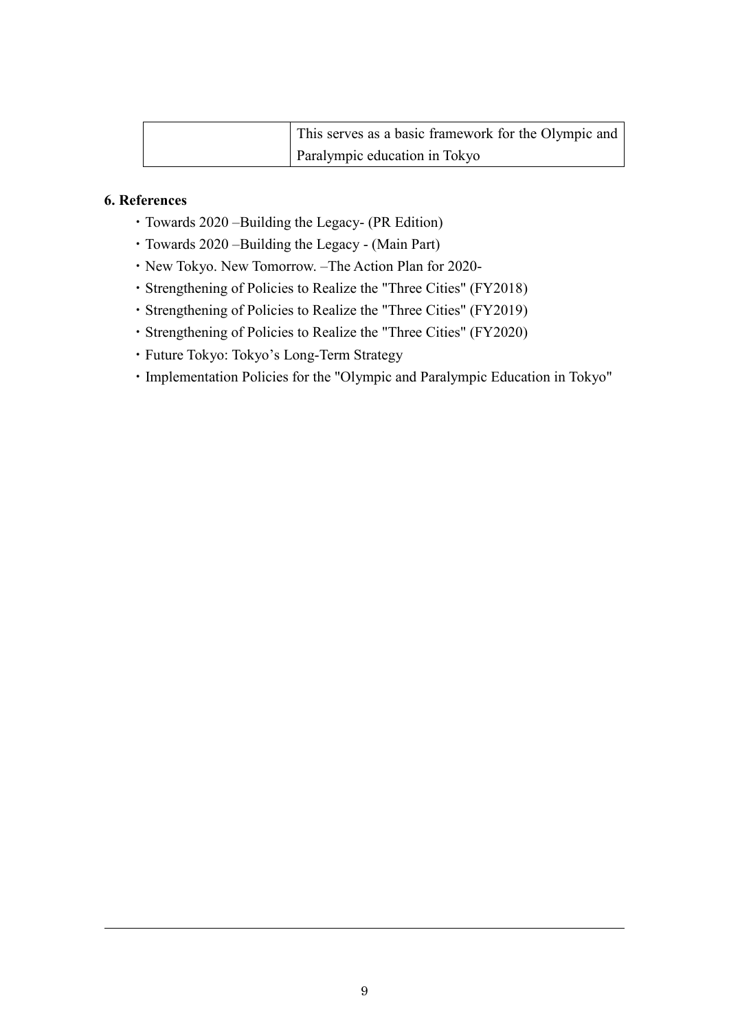| | |
|---|---|
| | This serves as a basic framework for the Olympic and Paralympic education in Tokyo |

**6. References**

- Towards 2020 –Building the Legacy- (PR Edition)
- Towards 2020 –Building the Legacy - (Main Part)
- New Tokyo. New Tomorrow. –The Action Plan for 2020-
- Strengthening of Policies to Realize the "Three Cities" (FY2018)
- Strengthening of Policies to Realize the "Three Cities" (FY2019)
- Strengthening of Policies to Realize the "Three Cities" (FY2020)
- Future Tokyo: Tokyo's Long-Term Strategy
- Implementation Policies for the "Olympic and Paralympic Education in Tokyo"